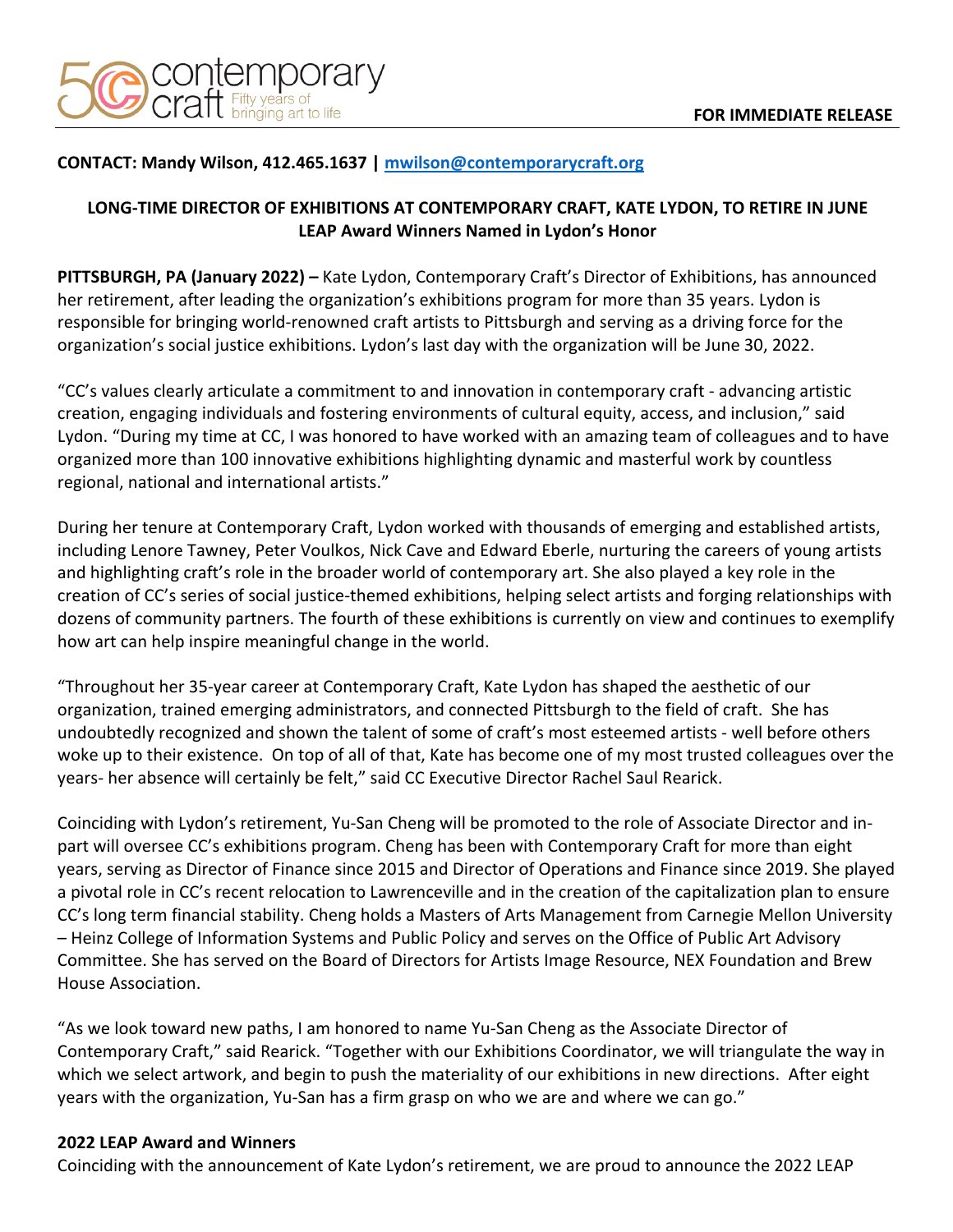contemporary craft
Fifty years of bringing art to life

**FOR IMMEDIATE RELEASE**

**CONTACT: Mandy Wilson, 412.465.1637 | [mwilson@contemporarycraft.org](mailto:mwilson@contemporarycraft.org)**

## LONG-TIME DIRECTOR OF EXHIBITIONS AT CONTEMPORARY CRAFT, KATE LYDON, TO RETIRE IN JUNE
### LEAP Award Winners Named in Lydon's Honor

**PITTSBURGH, PA (January 2022) –** Kate Lydon, Contemporary Craft's Director of Exhibitions, has announced her retirement, after leading the organization's exhibitions program for more than 35 years. Lydon is responsible for bringing world-renowned craft artists to Pittsburgh and serving as a driving force for the organization's social justice exhibitions. Lydon's last day with the organization will be June 30, 2022.

"CC's values clearly articulate a commitment to and innovation in contemporary craft - advancing artistic creation, engaging individuals and fostering environments of cultural equity, access, and inclusion," said Lydon. "During my time at CC, I was honored to have worked with an amazing team of colleagues and to have organized more than 100 innovative exhibitions highlighting dynamic and masterful work by countless regional, national and international artists."

During her tenure at Contemporary Craft, Lydon worked with thousands of emerging and established artists, including Lenore Tawney, Peter Voulkos, Nick Cave and Edward Eberle, nurturing the careers of young artists and highlighting craft's role in the broader world of contemporary art. She also played a key role in the creation of CC's series of social justice-themed exhibitions, helping select artists and forging relationships with dozens of community partners. The fourth of these exhibitions is currently on view and continues to exemplify how art can help inspire meaningful change in the world.

"Throughout her 35-year career at Contemporary Craft, Kate Lydon has shaped the aesthetic of our organization, trained emerging administrators, and connected Pittsburgh to the field of craft. She has undoubtedly recognized and shown the talent of some of craft's most esteemed artists - well before others woke up to their existence. On top of all of that, Kate has become one of my most trusted colleagues over the years- her absence will certainly be felt," said CC Executive Director Rachel Saul Rearick.

Coinciding with Lydon's retirement, Yu-San Cheng will be promoted to the role of Associate Director and in-part will oversee CC's exhibitions program. Cheng has been with Contemporary Craft for more than eight years, serving as Director of Finance since 2015 and Director of Operations and Finance since 2019. She played a pivotal role in CC's recent relocation to Lawrenceville and in the creation of the capitalization plan to ensure CC's long term financial stability. Cheng holds a Masters of Arts Management from Carnegie Mellon University – Heinz College of Information Systems and Public Policy and serves on the Office of Public Art Advisory Committee. She has served on the Board of Directors for Artists Image Resource, NEX Foundation and Brew House Association.

"As we look toward new paths, I am honored to name Yu-San Cheng as the Associate Director of Contemporary Craft," said Rearick. "Together with our Exhibitions Coordinator, we will triangulate the way in which we select artwork, and begin to push the materiality of our exhibitions in new directions. After eight years with the organization, Yu-San has a firm grasp on who we are and where we can go."

**2022 LEAP Award and Winners**

Coinciding with the announcement of Kate Lydon's retirement, we are proud to announce the 2022 LEAP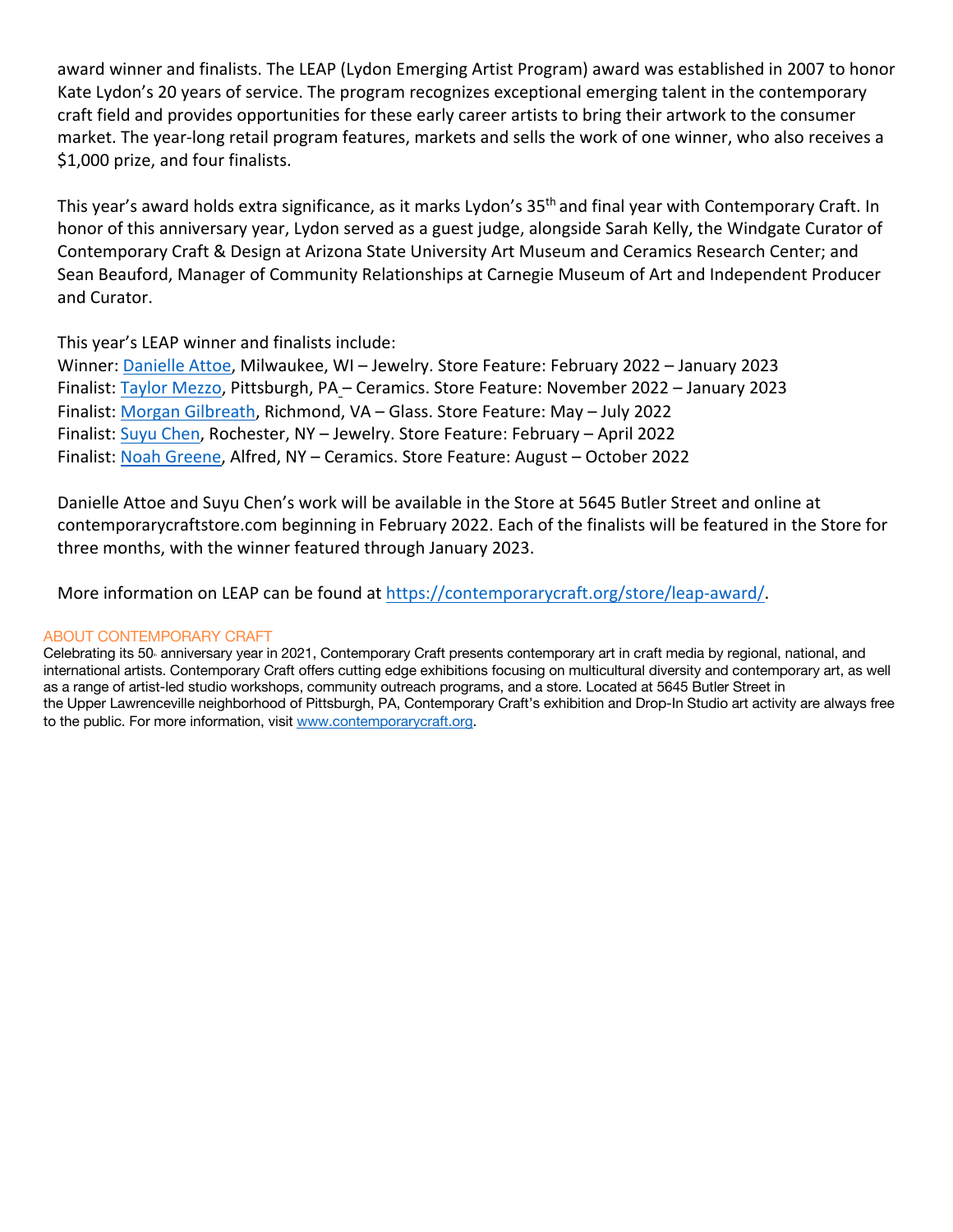award winner and finalists. The LEAP (Lydon Emerging Artist Program) award was established in 2007 to honor Kate Lydon's 20 years of service. The program recognizes exceptional emerging talent in the contemporary craft field and provides opportunities for these early career artists to bring their artwork to the consumer market. The year-long retail program features, markets and sells the work of one winner, who also receives a $1,000 prize, and four finalists.

This year's award holds extra significance, as it marks Lydon's 35th and final year with Contemporary Craft. In honor of this anniversary year, Lydon served as a guest judge, alongside Sarah Kelly, the Windgate Curator of Contemporary Craft & Design at Arizona State University Art Museum and Ceramics Research Center; and Sean Beauford, Manager of Community Relationships at Carnegie Museum of Art and Independent Producer and Curator.

This year's LEAP winner and finalists include:
Winner: Danielle Attoe, Milwaukee, WI – Jewelry. Store Feature: February 2022 – January 2023
Finalist: Taylor Mezzo, Pittsburgh, PA – Ceramics. Store Feature: November 2022 – January 2023
Finalist: Morgan Gilbreath, Richmond, VA – Glass. Store Feature: May – July 2022
Finalist: Suyu Chen, Rochester, NY – Jewelry. Store Feature: February – April 2022
Finalist: Noah Greene, Alfred, NY – Ceramics. Store Feature: August – October 2022

Danielle Attoe and Suyu Chen's work will be available in the Store at 5645 Butler Street and online at contemporarycraftstore.com beginning in February 2022. Each of the finalists will be featured in the Store for three months, with the winner featured through January 2023.

More information on LEAP can be found at https://contemporarycraft.org/store/leap-award/.

## ABOUT CONTEMPORARY CRAFT

Celebrating its 50th anniversary year in 2021, Contemporary Craft presents contemporary art in craft media by regional, national, and international artists. Contemporary Craft offers cutting edge exhibitions focusing on multicultural diversity and contemporary art, as well as a range of artist-led studio workshops, community outreach programs, and a store. Located at 5645 Butler Street in the Upper Lawrenceville neighborhood of Pittsburgh, PA, Contemporary Craft's exhibition and Drop-In Studio art activity are always free to the public. For more information, visit www.contemporarycraft.org.